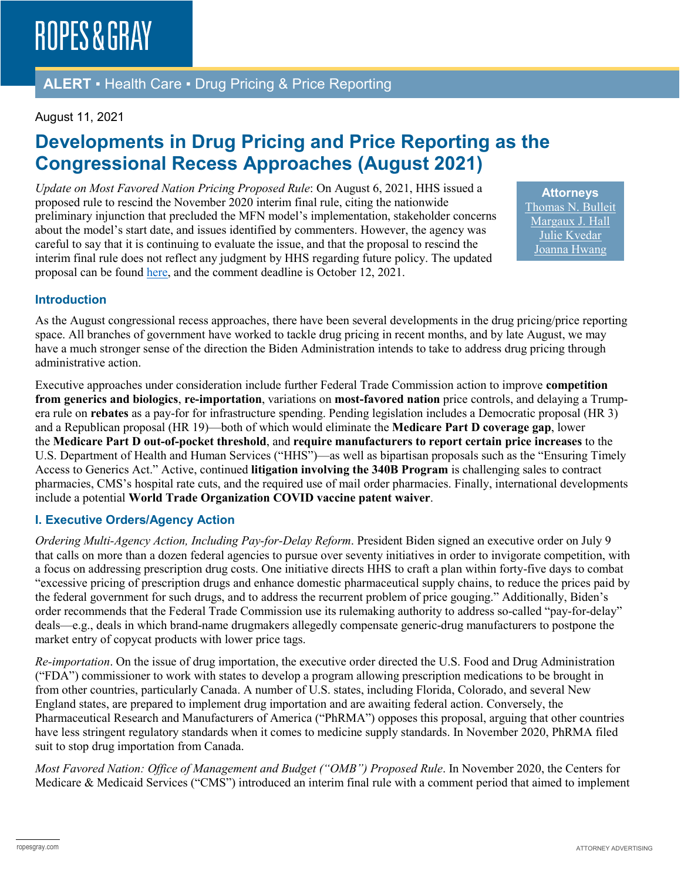# ROPES & GRAY

**ALERT** ▪ Health Care ▪ Drug Pricing & Price Reporting

August 11, 2021

# Developments in Drug Pricing and Price Reporting as the Congressional Recess Approaches (August 2021)

**Attorneys**
Thomas N. Bulleit
Margaux J. Hall
Julie Kvedar
Joanna Hwang

*Update on Most Favored Nation Pricing Proposed Rule*: On August 6, 2021, HHS issued a proposed rule to rescind the November 2020 interim final rule, citing the nationwide preliminary injunction that precluded the MFN model's implementation, stakeholder concerns about the model's start date, and issues identified by commenters. However, the agency was careful to say that it is continuing to evaluate the issue, and that the proposal to rescind the interim final rule does not reflect any judgment by HHS regarding future policy. The updated proposal can be found here, and the comment deadline is October 12, 2021.

## Introduction

As the August congressional recess approaches, there have been several developments in the drug pricing/price reporting space. All branches of government have worked to tackle drug pricing in recent months, and by late August, we may have a much stronger sense of the direction the Biden Administration intends to take to address drug pricing through administrative action.

Executive approaches under consideration include further Federal Trade Commission action to improve **competition from generics and biologics**, **re-importation**, variations on **most-favored nation** price controls, and delaying a Trump-era rule on **rebates** as a pay-for for infrastructure spending. Pending legislation includes a Democratic proposal (HR 3) and a Republican proposal (HR 19)—both of which would eliminate the **Medicare Part D coverage gap**, lower the **Medicare Part D out-of-pocket threshold**, and **require manufacturers to report certain price increases** to the U.S. Department of Health and Human Services ("HHS")—as well as bipartisan proposals such as the "Ensuring Timely Access to Generics Act." Active, continued **litigation involving the 340B Program** is challenging sales to contract pharmacies, CMS's hospital rate cuts, and the required use of mail order pharmacies. Finally, international developments include a potential **World Trade Organization COVID vaccine patent waiver**.

## I. Executive Orders/Agency Action

*Ordering Multi-Agency Action, Including Pay-for-Delay Reform*. President Biden signed an executive order on July 9 that calls on more than a dozen federal agencies to pursue over seventy initiatives in order to invigorate competition, with a focus on addressing prescription drug costs. One initiative directs HHS to craft a plan within forty-five days to combat "excessive pricing of prescription drugs and enhance domestic pharmaceutical supply chains, to reduce the prices paid by the federal government for such drugs, and to address the recurrent problem of price gouging." Additionally, Biden's order recommends that the Federal Trade Commission use its rulemaking authority to address so-called "pay-for-delay" deals—e.g., deals in which brand-name drugmakers allegedly compensate generic-drug manufacturers to postpone the market entry of copycat products with lower price tags.

*Re-importation*. On the issue of drug importation, the executive order directed the U.S. Food and Drug Administration ("FDA") commissioner to work with states to develop a program allowing prescription medications to be brought in from other countries, particularly Canada. A number of U.S. states, including Florida, Colorado, and several New England states, are prepared to implement drug importation and are awaiting federal action. Conversely, the Pharmaceutical Research and Manufacturers of America ("PhRMA") opposes this proposal, arguing that other countries have less stringent regulatory standards when it comes to medicine supply standards. In November 2020, PhRMA filed suit to stop drug importation from Canada.

*Most Favored Nation: Office of Management and Budget ("OMB") Proposed Rule*. In November 2020, the Centers for Medicare & Medicaid Services ("CMS") introduced an interim final rule with a comment period that aimed to implement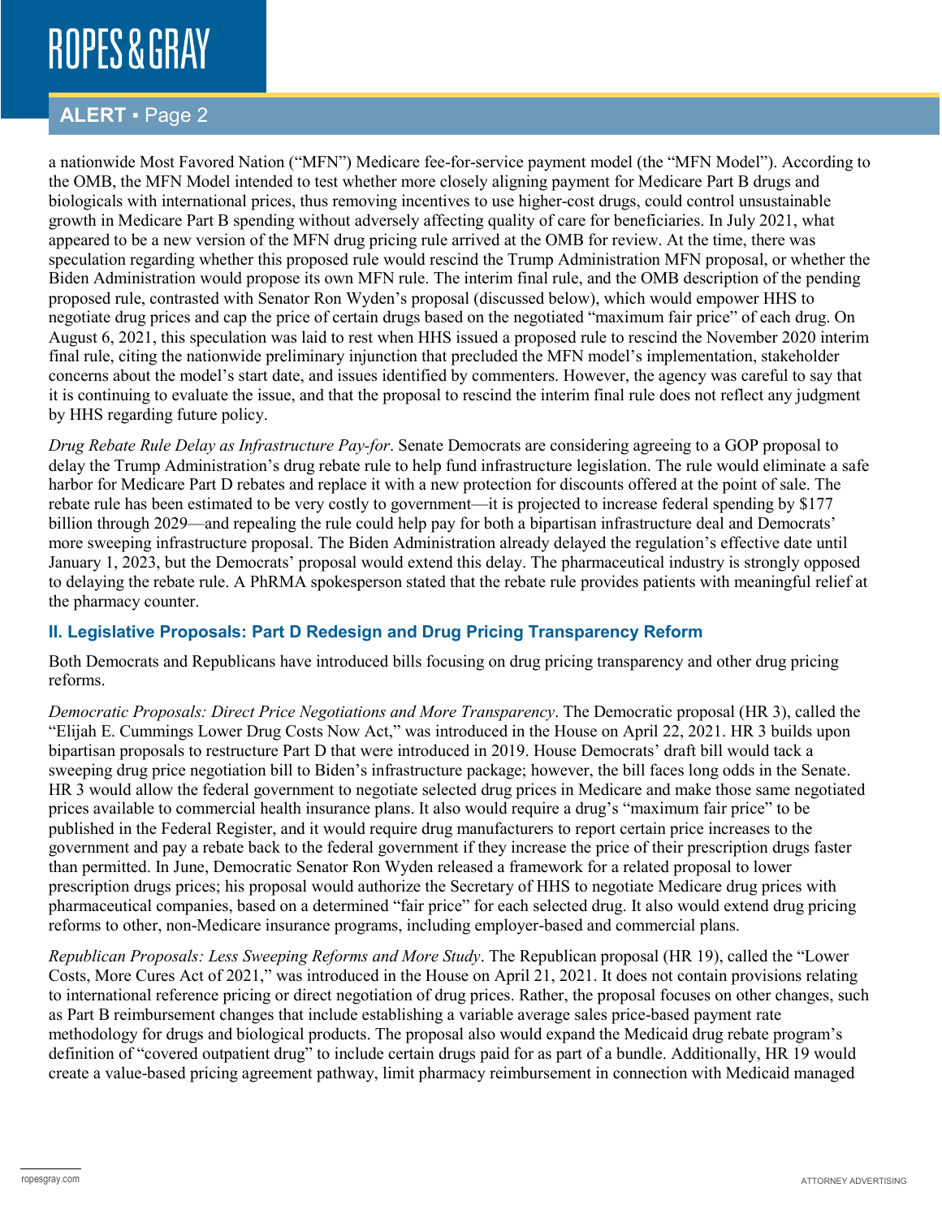a nationwide Most Favored Nation ("MFN") Medicare fee-for-service payment model (the "MFN Model"). According to the OMB, the MFN Model intended to test whether more closely aligning payment for Medicare Part B drugs and biologicals with international prices, thus removing incentives to use higher-cost drugs, could control unsustainable growth in Medicare Part B spending without adversely affecting quality of care for beneficiaries. In July 2021, what appeared to be a new version of the MFN drug pricing rule arrived at the OMB for review. At the time, there was speculation regarding whether this proposed rule would rescind the Trump Administration MFN proposal, or whether the Biden Administration would propose its own MFN rule. The interim final rule, and the OMB description of the pending proposed rule, contrasted with Senator Ron Wyden's proposal (discussed below), which would empower HHS to negotiate drug prices and cap the price of certain drugs based on the negotiated "maximum fair price" of each drug. On August 6, 2021, this speculation was laid to rest when HHS issued a proposed rule to rescind the November 2020 interim final rule, citing the nationwide preliminary injunction that precluded the MFN model's implementation, stakeholder concerns about the model's start date, and issues identified by commenters. However, the agency was careful to say that it is continuing to evaluate the issue, and that the proposal to rescind the interim final rule does not reflect any judgment by HHS regarding future policy.

*Drug Rebate Rule Delay as Infrastructure Pay-for*. Senate Democrats are considering agreeing to a GOP proposal to delay the Trump Administration's drug rebate rule to help fund infrastructure legislation. The rule would eliminate a safe harbor for Medicare Part D rebates and replace it with a new protection for discounts offered at the point of sale. The rebate rule has been estimated to be very costly to government—it is projected to increase federal spending by $177 billion through 2029—and repealing the rule could help pay for both a bipartisan infrastructure deal and Democrats' more sweeping infrastructure proposal. The Biden Administration already delayed the regulation's effective date until January 1, 2023, but the Democrats' proposal would extend this delay. The pharmaceutical industry is strongly opposed to delaying the rebate rule. A PhRMA spokesperson stated that the rebate rule provides patients with meaningful relief at the pharmacy counter.

## II. Legislative Proposals: Part D Redesign and Drug Pricing Transparency Reform

Both Democrats and Republicans have introduced bills focusing on drug pricing transparency and other drug pricing reforms.

*Democratic Proposals: Direct Price Negotiations and More Transparency*. The Democratic proposal (HR 3), called the "Elijah E. Cummings Lower Drug Costs Now Act," was introduced in the House on April 22, 2021. HR 3 builds upon bipartisan proposals to restructure Part D that were introduced in 2019. House Democrats' draft bill would tack a sweeping drug price negotiation bill to Biden's infrastructure package; however, the bill faces long odds in the Senate. HR 3 would allow the federal government to negotiate selected drug prices in Medicare and make those same negotiated prices available to commercial health insurance plans. It also would require a drug's "maximum fair price" to be published in the Federal Register, and it would require drug manufacturers to report certain price increases to the government and pay a rebate back to the federal government if they increase the price of their prescription drugs faster than permitted. In June, Democratic Senator Ron Wyden released a framework for a related proposal to lower prescription drugs prices; his proposal would authorize the Secretary of HHS to negotiate Medicare drug prices with pharmaceutical companies, based on a determined "fair price" for each selected drug. It also would extend drug pricing reforms to other, non-Medicare insurance programs, including employer-based and commercial plans.

*Republican Proposals: Less Sweeping Reforms and More Study*. The Republican proposal (HR 19), called the "Lower Costs, More Cures Act of 2021," was introduced in the House on April 21, 2021. It does not contain provisions relating to international reference pricing or direct negotiation of drug prices. Rather, the proposal focuses on other changes, such as Part B reimbursement changes that include establishing a variable average sales price-based payment rate methodology for drugs and biological products. The proposal also would expand the Medicaid drug rebate program's definition of "covered outpatient drug" to include certain drugs paid for as part of a bundle. Additionally, HR 19 would create a value-based pricing agreement pathway, limit pharmacy reimbursement in connection with Medicaid managed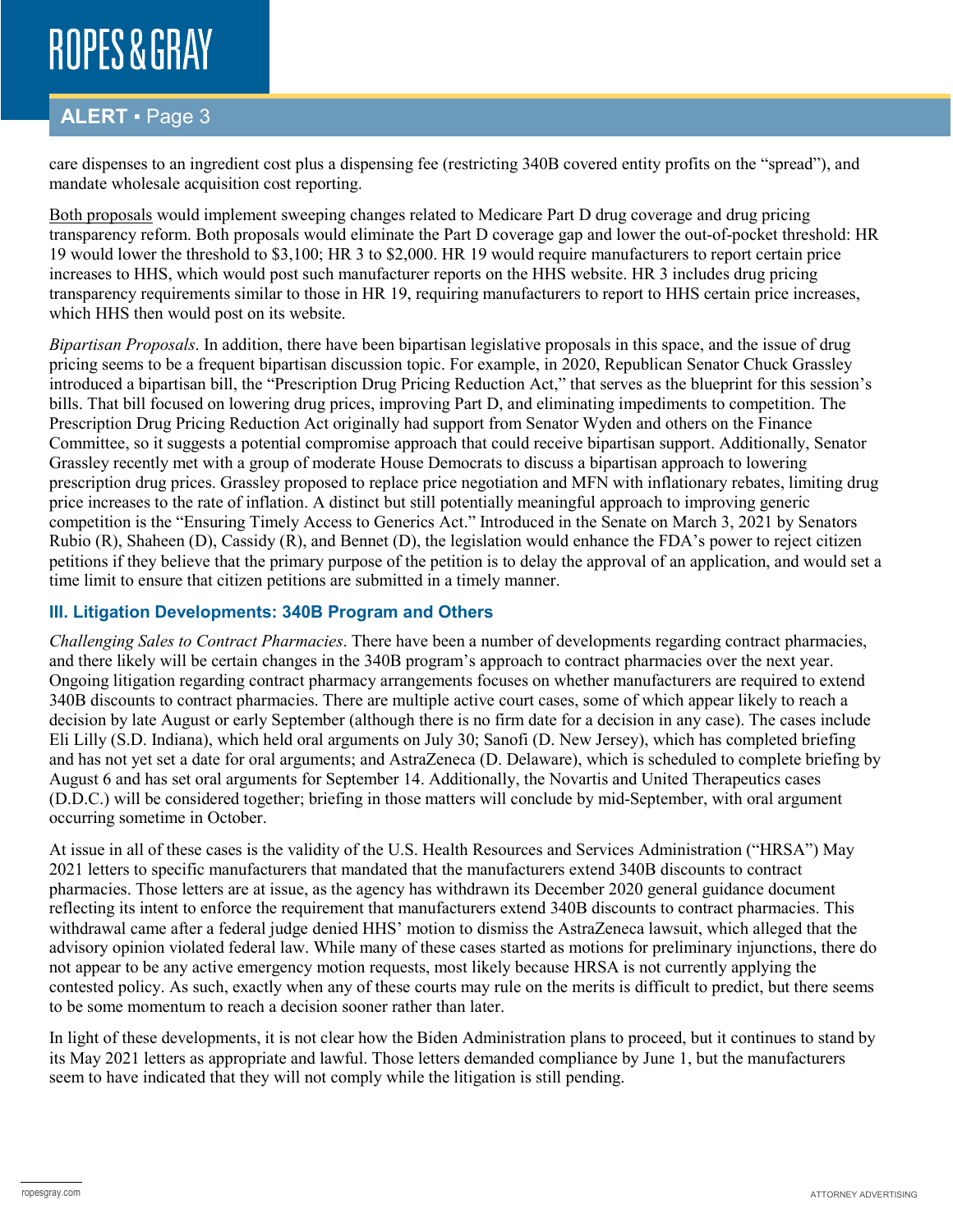care dispenses to an ingredient cost plus a dispensing fee (restricting 340B covered entity profits on the "spread"), and mandate wholesale acquisition cost reporting.

Both proposals would implement sweeping changes related to Medicare Part D drug coverage and drug pricing transparency reform. Both proposals would eliminate the Part D coverage gap and lower the out-of-pocket threshold: HR 19 would lower the threshold to $3,100; HR 3 to $2,000. HR 19 would require manufacturers to report certain price increases to HHS, which would post such manufacturer reports on the HHS website. HR 3 includes drug pricing transparency requirements similar to those in HR 19, requiring manufacturers to report to HHS certain price increases, which HHS then would post on its website.

*Bipartisan Proposals*. In addition, there have been bipartisan legislative proposals in this space, and the issue of drug pricing seems to be a frequent bipartisan discussion topic. For example, in 2020, Republican Senator Chuck Grassley introduced a bipartisan bill, the "Prescription Drug Pricing Reduction Act," that serves as the blueprint for this session's bills. That bill focused on lowering drug prices, improving Part D, and eliminating impediments to competition. The Prescription Drug Pricing Reduction Act originally had support from Senator Wyden and others on the Finance Committee, so it suggests a potential compromise approach that could receive bipartisan support. Additionally, Senator Grassley recently met with a group of moderate House Democrats to discuss a bipartisan approach to lowering prescription drug prices. Grassley proposed to replace price negotiation and MFN with inflationary rebates, limiting drug price increases to the rate of inflation. A distinct but still potentially meaningful approach to improving generic competition is the "Ensuring Timely Access to Generics Act." Introduced in the Senate on March 3, 2021 by Senators Rubio (R), Shaheen (D), Cassidy (R), and Bennet (D), the legislation would enhance the FDA's power to reject citizen petitions if they believe that the primary purpose of the petition is to delay the approval of an application, and would set a time limit to ensure that citizen petitions are submitted in a timely manner.

### III. Litigation Developments: 340B Program and Others

*Challenging Sales to Contract Pharmacies*. There have been a number of developments regarding contract pharmacies, and there likely will be certain changes in the 340B program's approach to contract pharmacies over the next year. Ongoing litigation regarding contract pharmacy arrangements focuses on whether manufacturers are required to extend 340B discounts to contract pharmacies. There are multiple active court cases, some of which appear likely to reach a decision by late August or early September (although there is no firm date for a decision in any case). The cases include Eli Lilly (S.D. Indiana), which held oral arguments on July 30; Sanofi (D. New Jersey), which has completed briefing and has not yet set a date for oral arguments; and AstraZeneca (D. Delaware), which is scheduled to complete briefing by August 6 and has set oral arguments for September 14. Additionally, the Novartis and United Therapeutics cases (D.D.C.) will be considered together; briefing in those matters will conclude by mid-September, with oral argument occurring sometime in October.

At issue in all of these cases is the validity of the U.S. Health Resources and Services Administration ("HRSA") May 2021 letters to specific manufacturers that mandated that the manufacturers extend 340B discounts to contract pharmacies. Those letters are at issue, as the agency has withdrawn its December 2020 general guidance document reflecting its intent to enforce the requirement that manufacturers extend 340B discounts to contract pharmacies. This withdrawal came after a federal judge denied HHS' motion to dismiss the AstraZeneca lawsuit, which alleged that the advisory opinion violated federal law. While many of these cases started as motions for preliminary injunctions, there do not appear to be any active emergency motion requests, most likely because HRSA is not currently applying the contested policy. As such, exactly when any of these courts may rule on the merits is difficult to predict, but there seems to be some momentum to reach a decision sooner rather than later.

In light of these developments, it is not clear how the Biden Administration plans to proceed, but it continues to stand by its May 2021 letters as appropriate and lawful. Those letters demanded compliance by June 1, but the manufacturers seem to have indicated that they will not comply while the litigation is still pending.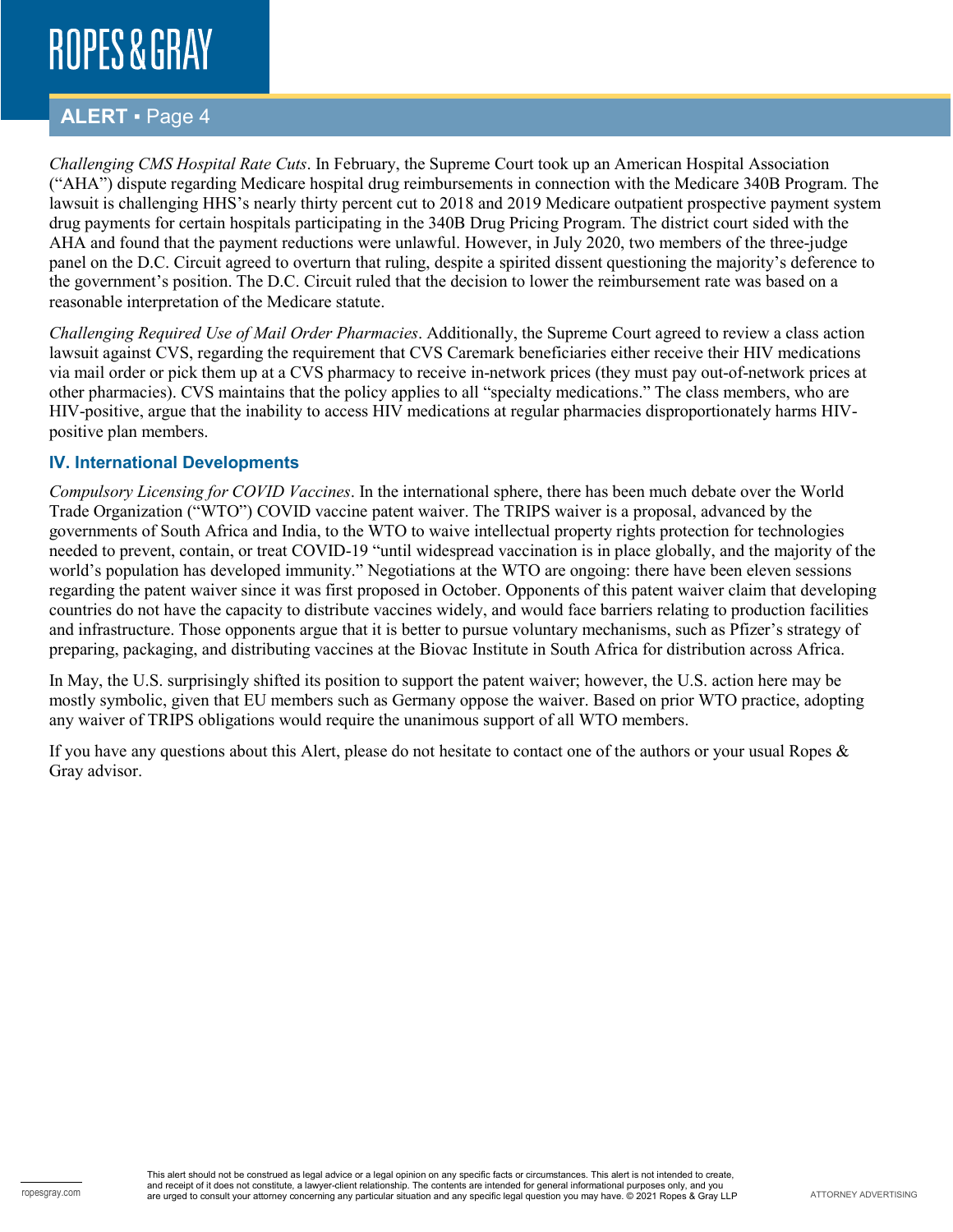*Challenging CMS Hospital Rate Cuts*. In February, the Supreme Court took up an American Hospital Association ("AHA") dispute regarding Medicare hospital drug reimbursements in connection with the Medicare 340B Program. The lawsuit is challenging HHS's nearly thirty percent cut to 2018 and 2019 Medicare outpatient prospective payment system drug payments for certain hospitals participating in the 340B Drug Pricing Program. The district court sided with the AHA and found that the payment reductions were unlawful. However, in July 2020, two members of the three-judge panel on the D.C. Circuit agreed to overturn that ruling, despite a spirited dissent questioning the majority's deference to the government's position. The D.C. Circuit ruled that the decision to lower the reimbursement rate was based on a reasonable interpretation of the Medicare statute.

*Challenging Required Use of Mail Order Pharmacies*. Additionally, the Supreme Court agreed to review a class action lawsuit against CVS, regarding the requirement that CVS Caremark beneficiaries either receive their HIV medications via mail order or pick them up at a CVS pharmacy to receive in-network prices (they must pay out-of-network prices at other pharmacies). CVS maintains that the policy applies to all "specialty medications." The class members, who are HIV-positive, argue that the inability to access HIV medications at regular pharmacies disproportionately harms HIV-positive plan members.

### IV. International Developments

*Compulsory Licensing for COVID Vaccines*. In the international sphere, there has been much debate over the World Trade Organization ("WTO") COVID vaccine patent waiver. The TRIPS waiver is a proposal, advanced by the governments of South Africa and India, to the WTO to waive intellectual property rights protection for technologies needed to prevent, contain, or treat COVID-19 "until widespread vaccination is in place globally, and the majority of the world's population has developed immunity." Negotiations at the WTO are ongoing: there have been eleven sessions regarding the patent waiver since it was first proposed in October. Opponents of this patent waiver claim that developing countries do not have the capacity to distribute vaccines widely, and would face barriers relating to production facilities and infrastructure. Those opponents argue that it is better to pursue voluntary mechanisms, such as Pfizer's strategy of preparing, packaging, and distributing vaccines at the Biovac Institute in South Africa for distribution across Africa.

In May, the U.S. surprisingly shifted its position to support the patent waiver; however, the U.S. action here may be mostly symbolic, given that EU members such as Germany oppose the waiver. Based on prior WTO practice, adopting any waiver of TRIPS obligations would require the unanimous support of all WTO members.

If you have any questions about this Alert, please do not hesitate to contact one of the authors or your usual Ropes & Gray advisor.

This alert should not be construed as legal advice or a legal opinion on any specific facts or circumstances. This alert is not intended to create, and receipt of it does not constitute, a lawyer-client relationship. The contents are intended for general informational purposes only, and you are urged to consult your attorney concerning any particular situation and any specific legal question you may have. © 2021 Ropes & Gray LLP

ATTORNEY ADVERTISING